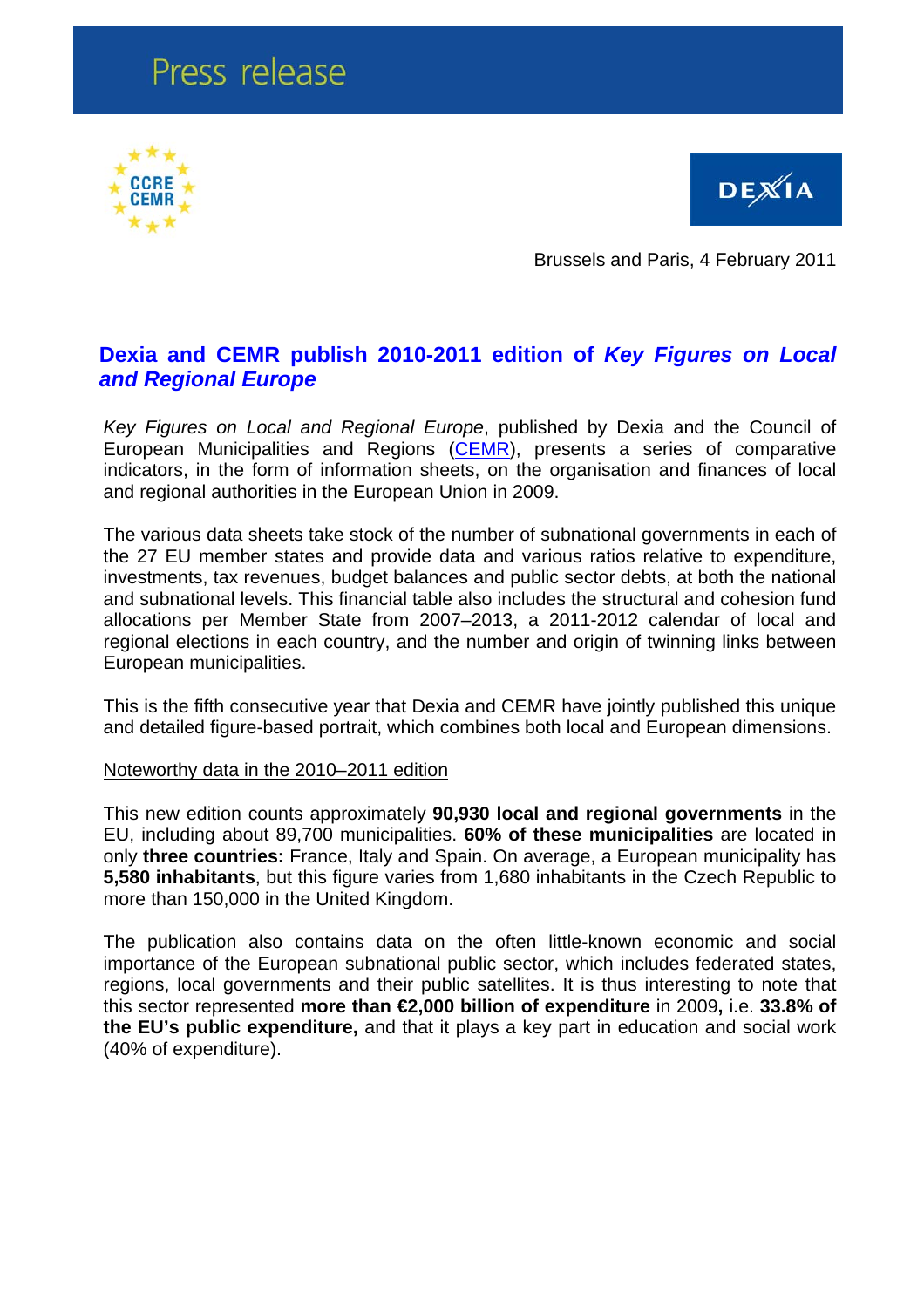# Press release

Brussels and Paris, 4 February 2011

## Dexia and CEMR publish 2010-2011 edition of *Key Figures on Local and Regional Europe*

*Key Figures on Local and Regional Europe*, published by Dexia and the Council of European Municipalities and Regions (CEMR), presents a series of comparative indicators, in the form of information sheets, on the organisation and finances of local and regional authorities in the European Union in 2009.

The various data sheets take stock of the number of subnational governments in each of the 27 EU member states and provide data and various ratios relative to expenditure, investments, tax revenues, budget balances and public sector debts, at both the national and subnational levels. This financial table also includes the structural and cohesion fund allocations per Member State from 2007–2013, a 2011-2012 calendar of local and regional elections in each country, and the number and origin of twinning links between European municipalities.

This is the fifth consecutive year that Dexia and CEMR have jointly published this unique and detailed figure-based portrait, which combines both local and European dimensions.

Noteworthy data in the 2010–2011 edition

This new edition counts approximately **90,930 local and regional governments** in the EU, including about 89,700 municipalities. **60% of these municipalities** are located in only **three countries:** France, Italy and Spain. On average, a European municipality has **5,580 inhabitants**, but this figure varies from 1,680 inhabitants in the Czech Republic to more than 150,000 in the United Kingdom.

The publication also contains data on the often little-known economic and social importance of the European subnational public sector, which includes federated states, regions, local governments and their public satellites. It is thus interesting to note that this sector represented **more than €2,000 billion of expenditure** in 2009**,** i.e. **33.8% of the EU's public expenditure,** and that it plays a key part in education and social work (40% of expenditure).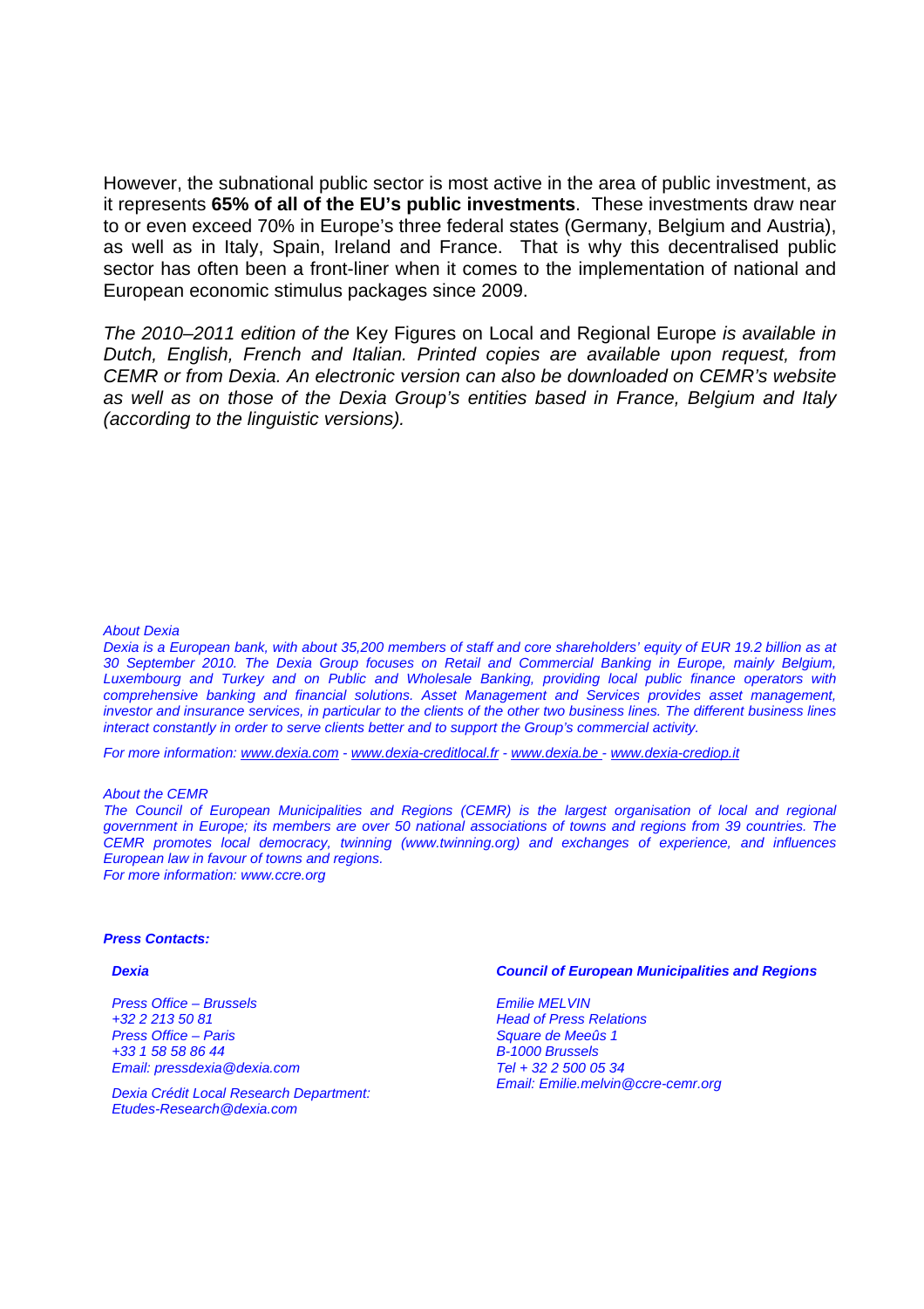However, the subnational public sector is most active in the area of public investment, as it represents **65% of all of the EU's public investments**. These investments draw near to or even exceed 70% in Europe's three federal states (Germany, Belgium and Austria), as well as in Italy, Spain, Ireland and France. That is why this decentralised public sector has often been a front-liner when it comes to the implementation of national and European economic stimulus packages since 2009.

*The 2010–2011 edition of the* Key Figures on Local and Regional Europe *is available in Dutch, English, French and Italian. Printed copies are available upon request, from CEMR or from Dexia. An electronic version can also be downloaded on CEMR's website as well as on those of the Dexia Group's entities based in France, Belgium and Italy (according to the linguistic versions).*

*About Dexia*

*Dexia is a European bank, with about 35,200 members of staff and core shareholders' equity of EUR 19.2 billion as at 30 September 2010. The Dexia Group focuses on Retail and Commercial Banking in Europe, mainly Belgium, Luxembourg and Turkey and on Public and Wholesale Banking, providing local public finance operators with comprehensive banking and financial solutions. Asset Management and Services provides asset management, investor and insurance services, in particular to the clients of the other two business lines. The different business lines interact constantly in order to serve clients better and to support the Group's commercial activity.*

*For more information: www.dexia.com - www.dexia-creditlocal.fr - www.dexia.be - www.dexia-crediop.it*

*About the CEMR*

*The Council of European Municipalities and Regions (CEMR) is the largest organisation of local and regional government in Europe; its members are over 50 national associations of towns and regions from 39 countries. The CEMR promotes local democracy, twinning (www.twinning.org) and exchanges of experience, and influences European law in favour of towns and regions.*
*For more information: www.ccre.org*

***Press Contacts:***

***Dexia***

*Press Office – Brussels*
*+32 2 213 50 81*
*Press Office – Paris*
*+33 1 58 58 86 44*
*Email: pressdexia@dexia.com*

*Dexia Crédit Local Research Department:*
*Etudes-Research@dexia.com*

***Council of European Municipalities and Regions***

*Emilie MELVIN*
*Head of Press Relations*
*Square de Meeûs 1*
*B-1000 Brussels*
*Tel + 32 2 500 05 34*
*Email: Emilie.melvin@ccre-cemr.org*